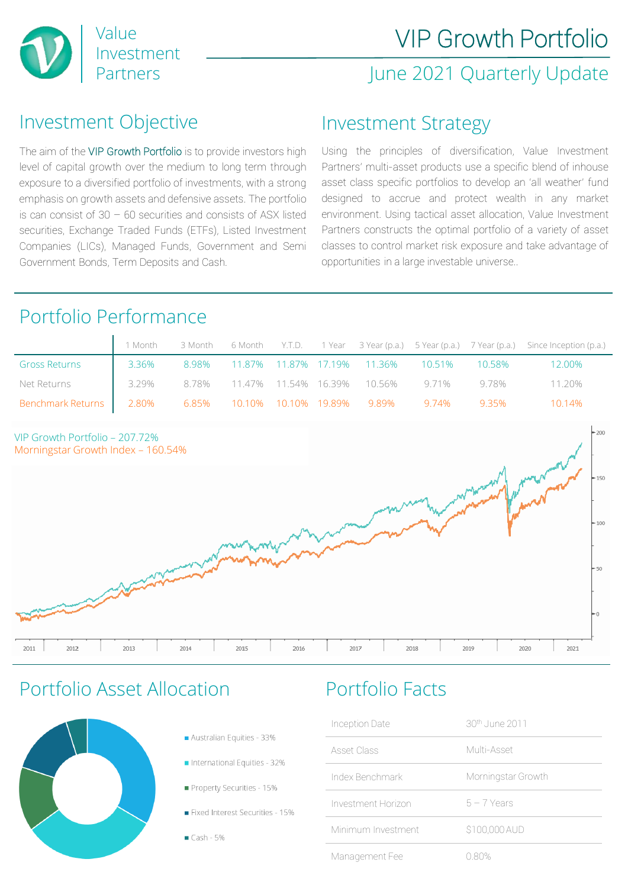# VIP Growth Portfolio

## June 2021 Quarterly Update

Value Investment Partners

## Investment Objective

The aim of the VIP Growth Portfolio is to provide investors high level of capital growth over the medium to long term through exposure to a diversified portfolio of investments, with a strong emphasis on growth assets and defensive assets. The portfolio is can consist of 30 – 60 securities and consists of ASX listed securities, Exchange Traded Funds (ETFs), Listed Investment Companies (LICs), Managed Funds, Government and Semi Government Bonds, Term Deposits and Cash.

## Investment Strategy

Using the principles of diversification, Value Investment Partners' multi-asset products use a specific blend of inhouse asset class specific portfolios to develop an 'all weather' fund designed to accrue and protect wealth in any market environment. Using tactical asset allocation, Value Investment Partners constructs the optimal portfolio of a variety of asset classes to control market risk exposure and take advantage of opportunities in a large investable universe..

## Portfolio Performance

| | 1 Month | 3 Month | 6 Month | Y.T.D. | 1 Year | 3 Year (p.a.) | 5 Year (p.a.) | 7 Year (p.a.) | Since Inception (p.a.) |
|---|---|---|---|---|---|---|---|---|---|
| Gross Returns | 3.36% | 8.98% | 11.87% | 11.87% | 17.19% | 11.36% | 10.51% | 10.58% | 12.00% |
| Net Returns | 3.29% | 8.78% | 11.47% | 11.54% | 16.39% | 10.56% | 9.71% | 9.78% | 11.20% |
| Benchmark Returns | 2.80% | 6.85% | 10.10% | 10.10% | 19.89% | 9.89% | 9.74% | 9.35% | 10.14% |

VIP Growth Portfolio – 207.72%
Morningstar Growth Index – 160.54%

## Portfolio Asset Allocation

- Australian Equities - 33%
- International Equities - 32%
- Property Securities - 15%
- Fixed Interest Securities - 15%
- Cash - 5%

## Portfolio Facts

| | |
|---|---|
| Inception Date | 30th June 2011 |
| Asset Class | Multi-Asset |
| Index Benchmark | Morningstar Growth |
| Investment Horizon | 5 – 7 Years |
| Minimum Investment | $100,000 AUD |
| Management Fee | 0.80% |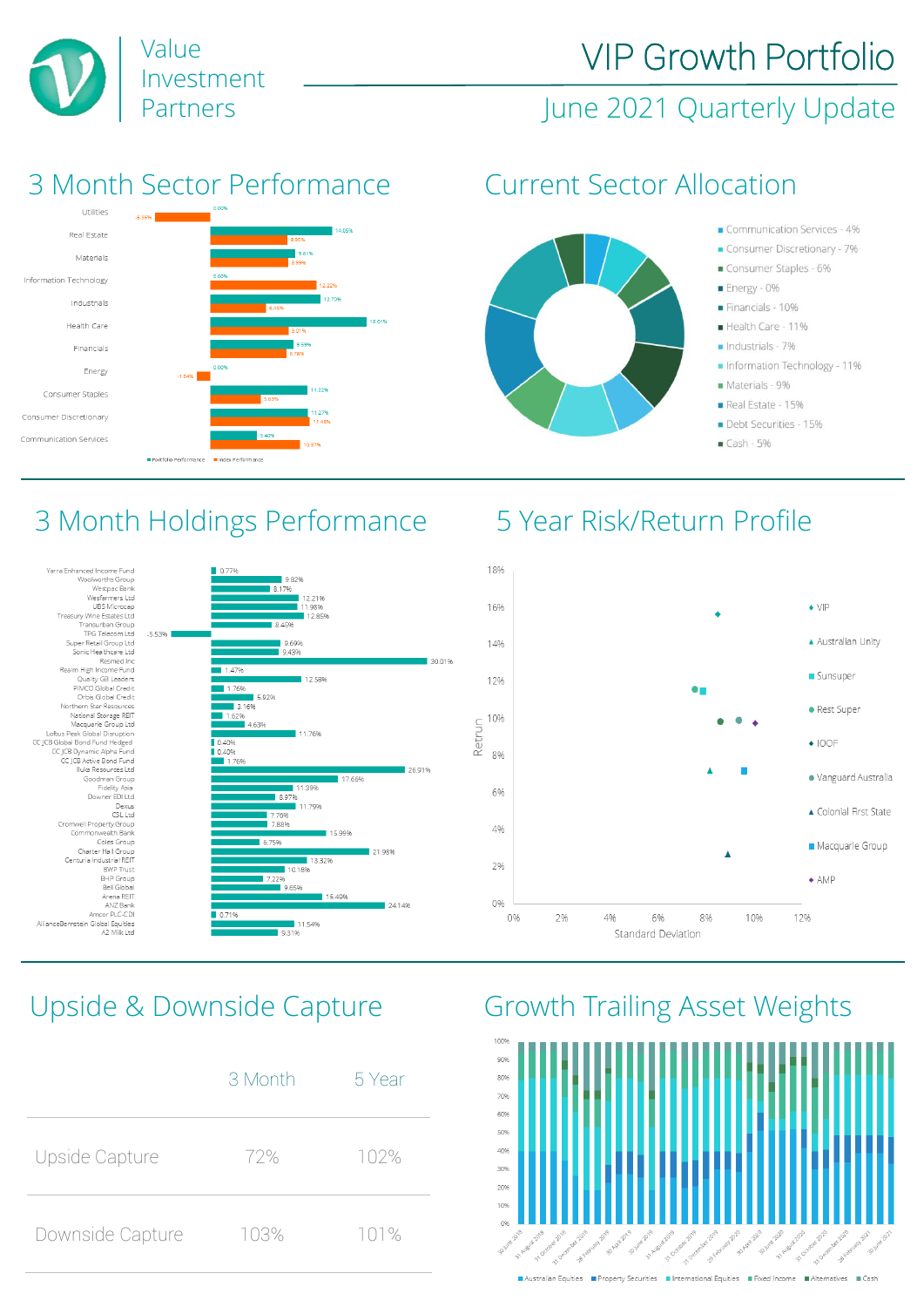# Value Investment Partners

# VIP Growth Portfolio

## June 2021 Quarterly Update

## 3 Month Sector Performance

| Sector | Portfolio Performance | Index Performance |
|---|---|---|
| Utilities | 0.00% | -6.15% |
| Real Estate | 14.05% | 8.90% |
| Materials | 9.81% | 8.99% |
| Information Technology | 0.00% | 12.22% |
| Industrials | 12.70% | 6.48% |
| Health Care | 18.01% | 9.01% |
| Financials | 9.59% | 8.78% |
| Energy | 0.00% | -1.54% |
| Consumer Staples | 11.22% | 5.83% |
| Consumer Discretionary | 11.27% | 11.48% |
| Communication Services | 5.40% | 10.37% |

## Current Sector Allocation

- Communication Services - 4%
- Consumer Discretionary - 7%
- Consumer Staples - 6%
- Energy - 0%
- Financials - 10%
- Health Care - 11%
- Industrials - 7%
- Information Technology - 11%
- Materials - 9%
- Real Estate - 15%
- Debt Securities - 15%
- Cash - 5%

## 3 Month Holdings Performance

| Holding | Performance |
|---|---|
| Yarra Enhanced Income Fund | 0.77% |
| Woolworths Group | 9.82% |
| Westpac Bank | 8.17% |
| Wesfarmers Ltd | 12.21% |
| UBS Microcap | 11.98% |
| Treasury Wine Estates Ltd | 12.85% |
| Transurban Group | 8.45% |
| TPG Telecom Ltd | -5.53% |
| Super Retail Group Ltd | 9.69% |
| Sonic Healthcare Ltd | 9.43% |
| Resmed Inc | 30.01% |
| Realm High Income Fund | 1.47% |
| Quality GB Leaders | 12.58% |
| PIMCO Global Credit | 1.76% |
| Orbis Global Credit | 5.92% |
| Northern Star Resources | 3.16% |
| National Storage REIT | 1.62% |
| Macquarie Group Ltd | 4.63% |
| Loftus Peak Global Disruption | 11.76% |
| CC JCB Global Bond Fund Hedged | 0.40% |
| CC JCB Dynamic Alpha Fund | 0.40% |
| CC JCB Active Bond Fund | 1.76% |
| Iluka Resources Ltd | 26.91% |
| Goodman Group | 17.66% |
| Fidelity Asia | 11.39% |
| Downer EDI Ltd | 8.97% |
| Dexus | 11.79% |
| CSL Ltd | 7.78% |
| Cromwell Property Group | 7.88% |
| Commonwealth Bank | 15.99% |
| Coles Group | 6.75% |
| Charter Hall Group | 21.98% |
| Centuria Industrial REIT | 13.32% |
| BWP Trust | 10.18% |
| BHP Group | 7.22% |
| Bell Global | 9.65% |
| Arena REIT | 15.49% |
| ANZ Bank | 24.14% |
| Amcor PLC CDI | 0.71% |
| AllianceBernstein Global Equities | 11.54% |
| A2 Milk Ltd | 9.31% |

## 5 Year Risk/Return Profile

Return vs Standard Deviation: VIP, Australian Unity, Sunsuper, Rest Super, IOOF, Vanguard Australia, Colonial First State, Macquarie Group, AMP

## Upside & Downside Capture

| | 3 Month | 5 Year |
|---|---|---|
| Upside Capture | 72% | 102% |
| Downside Capture | 103% | 101% |

## Growth Trailing Asset Weights

Australian Equities, Property Securities, International Equities, Fixed Income, Alternatives, Cash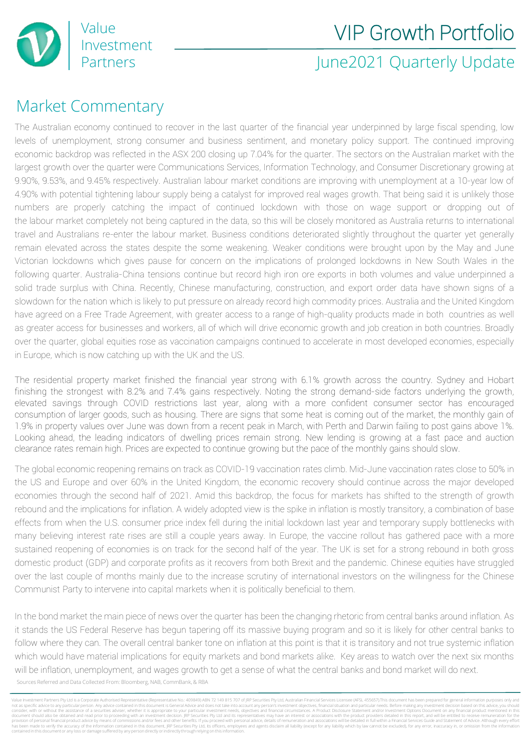Value Investment Partners

# VIP Growth Portfolio

## June2021 Quarterly Update

## Market Commentary

The Australian economy continued to recover in the last quarter of the financial year underpinned by large fiscal spending, low levels of unemployment, strong consumer and business sentiment, and monetary policy support. The continued improving economic backdrop was reflected in the ASX 200 closing up 7.04% for the quarter. The sectors on the Australian market with the largest growth over the quarter were Communications Services, Information Technology, and Consumer Discretionary growing at 9.90%, 9.53%, and 9.45% respectively. Australian labour market conditions are improving with unemployment at a 10-year low of 4.90% with potential tightening labour supply being a catalyst for improved real wages growth. That being said it is unlikely those numbers are properly catching the impact of continued lockdown with those on wage support or dropping out of the labour market completely not being captured in the data, so this will be closely monitored as Australia returns to international travel and Australians re-enter the labour market. Business conditions deteriorated slightly throughout the quarter yet generally remain elevated across the states despite the some weakening. Weaker conditions were brought upon by the May and June Victorian lockdowns which gives pause for concern on the implications of prolonged lockdowns in New South Wales in the following quarter. Australia-China tensions continue but record high iron ore exports in both volumes and value underpinned a solid trade surplus with China. Recently, Chinese manufacturing, construction, and export order data have shown signs of a slowdown for the nation which is likely to put pressure on already record high commodity prices. Australia and the United Kingdom have agreed on a Free Trade Agreement, with greater access to a range of high-quality products made in both countries as well as greater access for businesses and workers, all of which will drive economic growth and job creation in both countries. Broadly over the quarter, global equities rose as vaccination campaigns continued to accelerate in most developed economies, especially in Europe, which is now catching up with the UK and the US.

The residential property market finished the financial year strong with 6.1% growth across the country. Sydney and Hobart finishing the strongest with 8.2% and 7.4% gains respectively. Noting the strong demand-side factors underlying the growth, elevated savings through COVID restrictions last year, along with a more confident consumer sector has encouraged consumption of larger goods, such as housing. There are signs that some heat is coming out of the market, the monthly gain of 1.9% in property values over June was down from a recent peak in March, with Perth and Darwin failing to post gains above 1%. Looking ahead, the leading indicators of dwelling prices remain strong. New lending is growing at a fast pace and auction clearance rates remain high. Prices are expected to continue growing but the pace of the monthly gains should slow.

The global economic reopening remains on track as COVID-19 vaccination rates climb. Mid-June vaccination rates close to 50% in the US and Europe and over 60% in the United Kingdom, the economic recovery should continue across the major developed economies through the second half of 2021. Amid this backdrop, the focus for markets has shifted to the strength of growth rebound and the implications for inflation. A widely adopted view is the spike in inflation is mostly transitory, a combination of base effects from when the U.S. consumer price index fell during the initial lockdown last year and temporary supply bottlenecks with many believing interest rate rises are still a couple years away. In Europe, the vaccine rollout has gathered pace with a more sustained reopening of economies is on track for the second half of the year. The UK is set for a strong rebound in both gross domestic product (GDP) and corporate profits as it recovers from both Brexit and the pandemic. Chinese equities have struggled over the last couple of months mainly due to the increase scrutiny of international investors on the willingness for the Chinese Communist Party to intervene into capital markets when it is politically beneficial to them.

In the bond market the main piece of news over the quarter has been the changing rhetoric from central banks around inflation. As it stands the US Federal Reserve has begun tapering off its massive buying program and so it is likely for other central banks to follow where they can. The overall central banker tone on inflation at this point is that it is transitory and not true systemic inflation which would have material implications for equity markets and bond markets alike. Key areas to watch over the next six months will be inflation, unemployment, and wages growth to get a sense of what the central banks and bond market will do next.

Sources Referred and Data Collected From: Bloomberg, NAB, CommBank, & RBA

Value Investment Partners Pty Ltd is a Corporate Authorised Representative (Representative No.: 409849) ABN 72 149 815 707 of JRP Securities Pty Ltd, Australian Financial Services Licensee (AFSL 455657).This document has been prepared for general information purposes only and not as specific advice to any particular person. Any advice contained in this document is General Advice and does not take into account any person's investment objectives, financial situation and particular needs. Before making any investment decision based on this advice, you should consider, with or without the assistance of a securities adviser, whether it is appropriate to your particular investment needs, objectives and financial circumstances. A Product Disclosure Statement and/or Investment Options Document on any financial product mentioned in this document should also be obtained and read prior to proceeding with an investment decision. JRP Securities Pty Ltd and its representatives may have an interest or associations with the product providers detailed in this report, and will be entitled to receive remuneration for the provision of personal financial product advice by means of commissions and/or fees and other benefits. If you proceed with personal advice, details of remuneration and associations will be detailed in full within a Financial Services Guide and Statement of Advice. Although every effort has been made to verify the accuracy of the information contained in this document, JRP Securities Pty Ltd, its officers, employees and agents disclaim all liability (except for any liability which by law cannot be excluded), for any error, inaccuracy in, or omission from the information contained in this document or any loss or damage suffered by any person directly or indirectly through relying on this information.